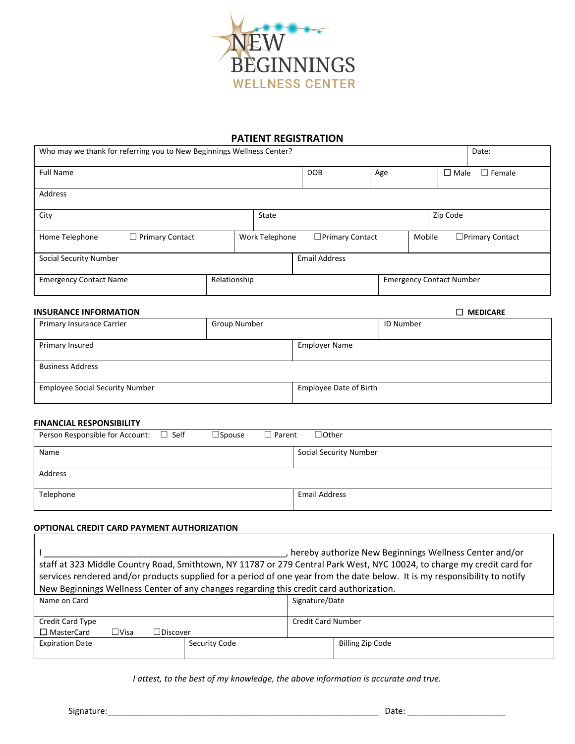NEW BEGINNINGS
WELLNESS CENTER

## PATIENT REGISTRATION

| Who may we thank for referring you to New Beginnings Wellness Center? | | | Date: |
|---|---|---|---|
| Full Name | DOB | Age | ☐ Male ☐ Female |
| Address | | | |
| City | State | | Zip Code |
| Home Telephone ☐ Primary Contact | Work Telephone ☐Primary Contact | | Mobile ☐Primary Contact |
| Social Security Number | Email Address | | |
| Emergency Contact Name | Relationship | Emergency Contact Number | |

### INSURANCE INFORMATION ☐ MEDICARE

| Primary Insurance Carrier | Group Number | ID Number |
|---|---|---|
| Primary Insured | Employer Name | |
| Business Address | | |
| Employee Social Security Number | Employee Date of Birth | |

### FINANCIAL RESPONSIBILITY

| Person Responsible for Account: ☐ Self ☐Spouse ☐ Parent ☐Other | |
|---|---|
| Name | Social Security Number |
| Address | |
| Telephone | Email Address |

### OPTIONAL CREDIT CARD PAYMENT AUTHORIZATION

I ____________________________________________________, hereby authorize New Beginnings Wellness Center and/or staff at 323 Middle Country Road, Smithtown, NY 11787 or 279 Central Park West, NYC 10024, to charge my credit card for services rendered and/or products supplied for a period of one year from the date below. It is my responsibility to notify New Beginnings Wellness Center of any changes regarding this credit card authorization.

| Name on Card | | Signature/Date |
|---|---|---|
| Credit Card Type ☐ MasterCard ☐Visa ☐Discover | | Credit Card Number |
| Expiration Date | Security Code | Billing Zip Code |

*I attest, to the best of my knowledge, the above information is accurate and true.*

Signature:____________________________________________________________ Date: _____________________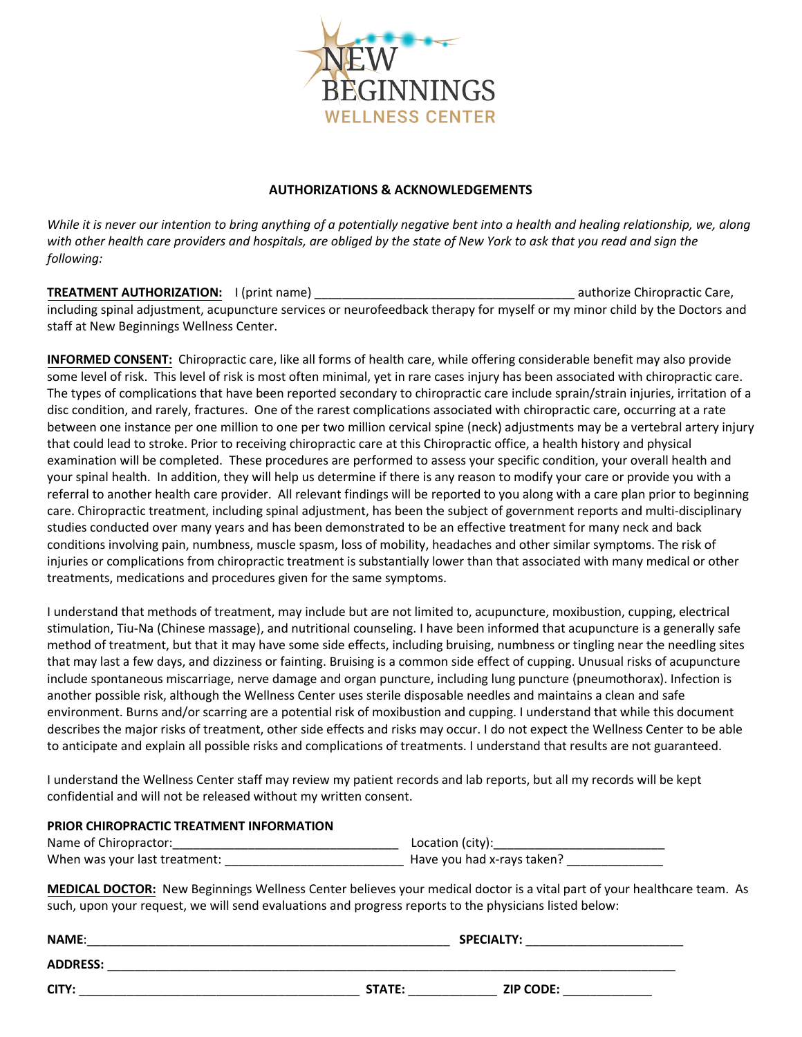# NEW BEGINNINGS WELLNESS CENTER

## AUTHORIZATIONS & ACKNOWLEDGEMENTS

*While it is never our intention to bring anything of a potentially negative bent into a health and healing relationship, we, along with other health care providers and hospitals, are obliged by the state of New York to ask that you read and sign the following:*

**TREATMENT AUTHORIZATION:** I (print name) _____________________________________ authorize Chiropractic Care, including spinal adjustment, acupuncture services or neurofeedback therapy for myself or my minor child by the Doctors and staff at New Beginnings Wellness Center.

**INFORMED CONSENT:** Chiropractic care, like all forms of health care, while offering considerable benefit may also provide some level of risk. This level of risk is most often minimal, yet in rare cases injury has been associated with chiropractic care. The types of complications that have been reported secondary to chiropractic care include sprain/strain injuries, irritation of a disc condition, and rarely, fractures. One of the rarest complications associated with chiropractic care, occurring at a rate between one instance per one million to one per two million cervical spine (neck) adjustments may be a vertebral artery injury that could lead to stroke. Prior to receiving chiropractic care at this Chiropractic office, a health history and physical examination will be completed. These procedures are performed to assess your specific condition, your overall health and your spinal health. In addition, they will help us determine if there is any reason to modify your care or provide you with a referral to another health care provider. All relevant findings will be reported to you along with a care plan prior to beginning care. Chiropractic treatment, including spinal adjustment, has been the subject of government reports and multi-disciplinary studies conducted over many years and has been demonstrated to be an effective treatment for many neck and back conditions involving pain, numbness, muscle spasm, loss of mobility, headaches and other similar symptoms. The risk of injuries or complications from chiropractic treatment is substantially lower than that associated with many medical or other treatments, medications and procedures given for the same symptoms.

I understand that methods of treatment, may include but are not limited to, acupuncture, moxibustion, cupping, electrical stimulation, Tiu-Na (Chinese massage), and nutritional counseling. I have been informed that acupuncture is a generally safe method of treatment, but that it may have some side effects, including bruising, numbness or tingling near the needling sites that may last a few days, and dizziness or fainting. Bruising is a common side effect of cupping. Unusual risks of acupuncture include spontaneous miscarriage, nerve damage and organ puncture, including lung puncture (pneumothorax). Infection is another possible risk, although the Wellness Center uses sterile disposable needles and maintains a clean and safe environment. Burns and/or scarring are a potential risk of moxibustion and cupping. I understand that while this document describes the major risks of treatment, other side effects and risks may occur. I do not expect the Wellness Center to be able to anticipate and explain all possible risks and complications of treatments. I understand that results are not guaranteed.

I understand the Wellness Center staff may review my patient records and lab reports, but all my records will be kept confidential and will not be released without my written consent.

**PRIOR CHIROPRACTIC TREATMENT INFORMATION**

Name of Chiropractor:_________________________________ Location (city):_________________________

When was your last treatment: __________________________ Have you had x-rays taken? ______________

**MEDICAL DOCTOR:** New Beginnings Wellness Center believes your medical doctor is a vital part of your healthcare team. As such, upon your request, we will send evaluations and progress reports to the physicians listed below:

**NAME**:_______________________________________________________ **SPECIALTY:** _______________________

**ADDRESS:** ____________________________________________________________________________________

**CITY:** _________________________________________ **STATE:** _____________ **ZIP CODE:** _____________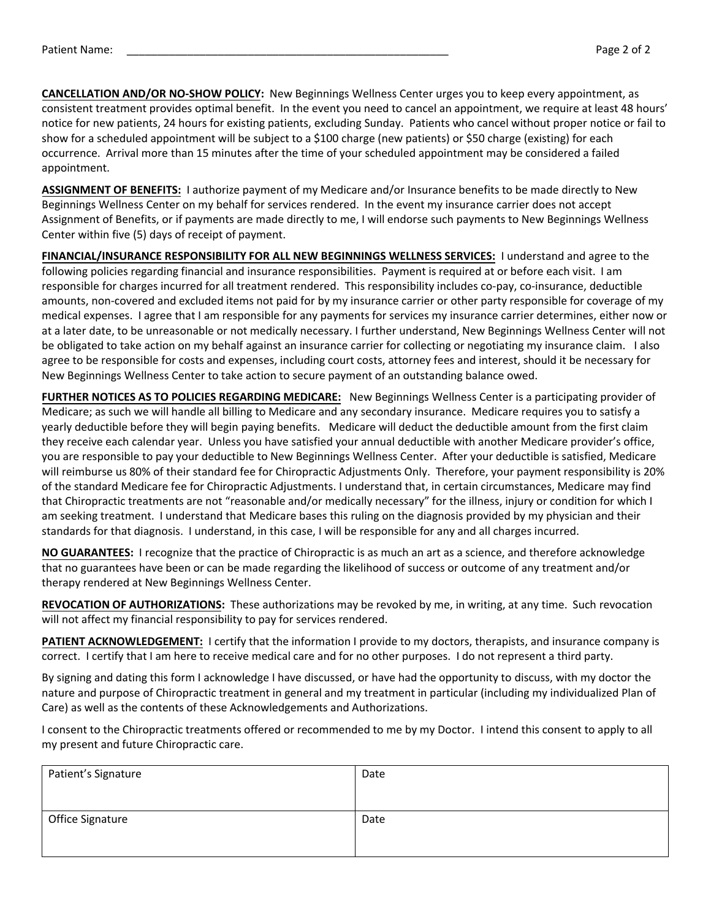Patient Name: _______________________________________________________

**CANCELLATION AND/OR NO-SHOW POLICY:** New Beginnings Wellness Center urges you to keep every appointment, as consistent treatment provides optimal benefit. In the event you need to cancel an appointment, we require at least 48 hours' notice for new patients, 24 hours for existing patients, excluding Sunday. Patients who cancel without proper notice or fail to show for a scheduled appointment will be subject to a $100 charge (new patients) or $50 charge (existing) for each occurrence. Arrival more than 15 minutes after the time of your scheduled appointment may be considered a failed appointment.

**ASSIGNMENT OF BENEFITS:** I authorize payment of my Medicare and/or Insurance benefits to be made directly to New Beginnings Wellness Center on my behalf for services rendered. In the event my insurance carrier does not accept Assignment of Benefits, or if payments are made directly to me, I will endorse such payments to New Beginnings Wellness Center within five (5) days of receipt of payment.

**FINANCIAL/INSURANCE RESPONSIBILITY FOR ALL NEW BEGINNINGS WELLNESS SERVICES:** I understand and agree to the following policies regarding financial and insurance responsibilities. Payment is required at or before each visit. I am responsible for charges incurred for all treatment rendered. This responsibility includes co-pay, co-insurance, deductible amounts, non-covered and excluded items not paid for by my insurance carrier or other party responsible for coverage of my medical expenses. I agree that I am responsible for any payments for services my insurance carrier determines, either now or at a later date, to be unreasonable or not medically necessary. I further understand, New Beginnings Wellness Center will not be obligated to take action on my behalf against an insurance carrier for collecting or negotiating my insurance claim. I also agree to be responsible for costs and expenses, including court costs, attorney fees and interest, should it be necessary for New Beginnings Wellness Center to take action to secure payment of an outstanding balance owed.

**FURTHER NOTICES AS TO POLICIES REGARDING MEDICARE:** New Beginnings Wellness Center is a participating provider of Medicare; as such we will handle all billing to Medicare and any secondary insurance. Medicare requires you to satisfy a yearly deductible before they will begin paying benefits. Medicare will deduct the deductible amount from the first claim they receive each calendar year. Unless you have satisfied your annual deductible with another Medicare provider's office, you are responsible to pay your deductible to New Beginnings Wellness Center. After your deductible is satisfied, Medicare will reimburse us 80% of their standard fee for Chiropractic Adjustments Only. Therefore, your payment responsibility is 20% of the standard Medicare fee for Chiropractic Adjustments. I understand that, in certain circumstances, Medicare may find that Chiropractic treatments are not "reasonable and/or medically necessary" for the illness, injury or condition for which I am seeking treatment. I understand that Medicare bases this ruling on the diagnosis provided by my physician and their standards for that diagnosis. I understand, in this case, I will be responsible for any and all charges incurred.

**NO GUARANTEES:** I recognize that the practice of Chiropractic is as much an art as a science, and therefore acknowledge that no guarantees have been or can be made regarding the likelihood of success or outcome of any treatment and/or therapy rendered at New Beginnings Wellness Center.

**REVOCATION OF AUTHORIZATIONS:** These authorizations may be revoked by me, in writing, at any time. Such revocation will not affect my financial responsibility to pay for services rendered.

**PATIENT ACKNOWLEDGEMENT:** I certify that the information I provide to my doctors, therapists, and insurance company is correct. I certify that I am here to receive medical care and for no other purposes. I do not represent a third party.

By signing and dating this form I acknowledge I have discussed, or have had the opportunity to discuss, with my doctor the nature and purpose of Chiropractic treatment in general and my treatment in particular (including my individualized Plan of Care) as well as the contents of these Acknowledgements and Authorizations.

I consent to the Chiropractic treatments offered or recommended to me by my Doctor. I intend this consent to apply to all my present and future Chiropractic care.

| Patient's Signature | Date |
| --- | --- |
| Office Signature | Date |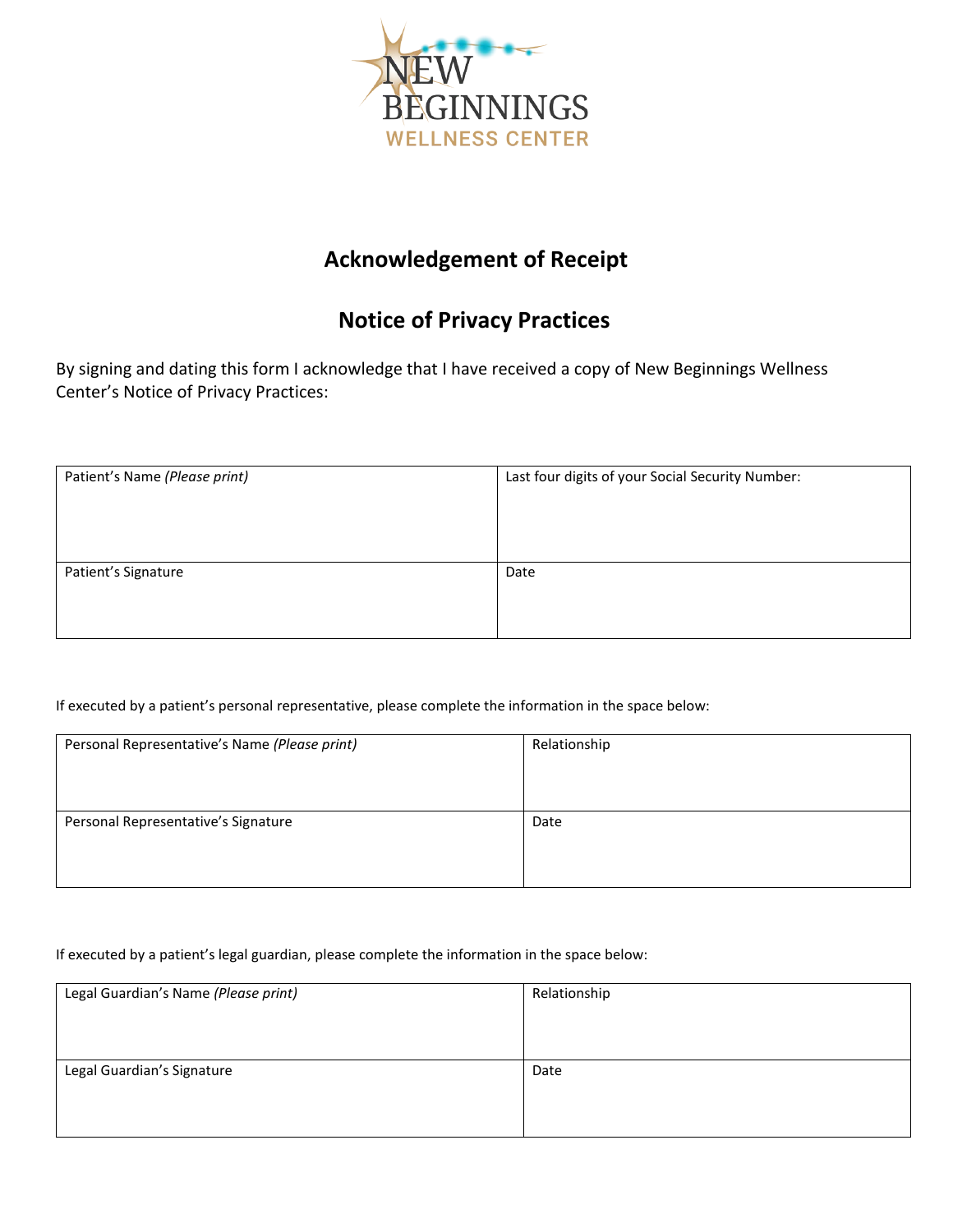NEW BEGINNINGS
WELLNESS CENTER

## Acknowledgement of Receipt

## Notice of Privacy Practices

By signing and dating this form I acknowledge that I have received a copy of New Beginnings Wellness Center's Notice of Privacy Practices:

| Patient's Name *(Please print)* | Last four digits of your Social Security Number: |
|---|---|
| Patient's Signature | Date |

If executed by a patient's personal representative, please complete the information in the space below:

| Personal Representative's Name *(Please print)* | Relationship |
|---|---|
| Personal Representative's Signature | Date |

If executed by a patient's legal guardian, please complete the information in the space below:

| Legal Guardian's Name *(Please print)* | Relationship |
|---|---|
| Legal Guardian's Signature | Date |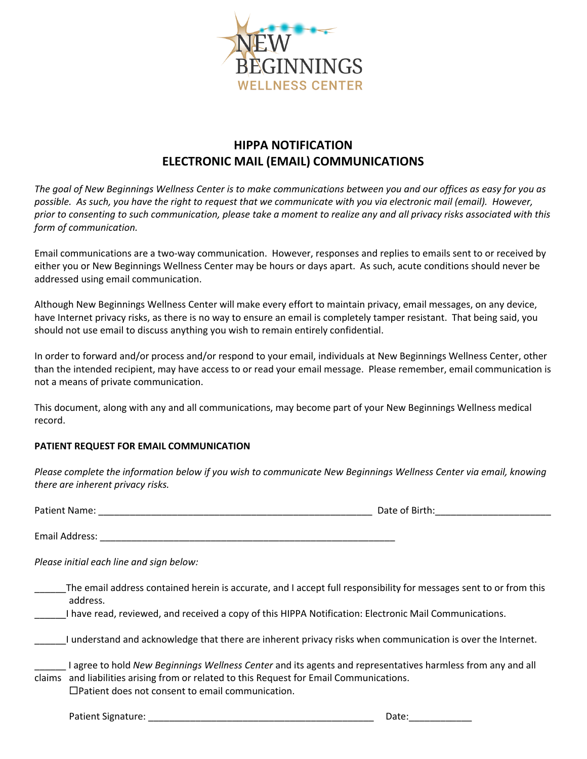NEW BEGINNINGS
WELLNESS CENTER

# HIPPA NOTIFICATION
# ELECTRONIC MAIL (EMAIL) COMMUNICATIONS

*The goal of New Beginnings Wellness Center is to make communications between you and our offices as easy for you as possible. As such, you have the right to request that we communicate with you via electronic mail (email). However, prior to consenting to such communication, please take a moment to realize any and all privacy risks associated with this form of communication.*

Email communications are a two-way communication. However, responses and replies to emails sent to or received by either you or New Beginnings Wellness Center may be hours or days apart. As such, acute conditions should never be addressed using email communication.

Although New Beginnings Wellness Center will make every effort to maintain privacy, email messages, on any device, have Internet privacy risks, as there is no way to ensure an email is completely tamper resistant. That being said, you should not use email to discuss anything you wish to remain entirely confidential.

In order to forward and/or process and/or respond to your email, individuals at New Beginnings Wellness Center, other than the intended recipient, may have access to or read your email message. Please remember, email communication is not a means of private communication.

This document, along with any and all communications, may become part of your New Beginnings Wellness medical record.

**PATIENT REQUEST FOR EMAIL COMMUNICATION**

*Please complete the information below if you wish to communicate New Beginnings Wellness Center via email, knowing there are inherent privacy risks.*

Patient Name: ____________________________________________________ Date of Birth:______________________

Email Address: _________________________________________________________

*Please initial each line and sign below:*

______The email address contained herein is accurate, and I accept full responsibility for messages sent to or from this address.

______I have read, reviewed, and received a copy of this HIPPA Notification: Electronic Mail Communications.

______I understand and acknowledge that there are inherent privacy risks when communication is over the Internet.

______ I agree to hold *New Beginnings Wellness Center* and its agents and representatives harmless from any and all claims and liabilities arising from or related to this Request for Email Communications.

☐Patient does not consent to email communication.

Patient Signature: ____________________________________________ Date:____________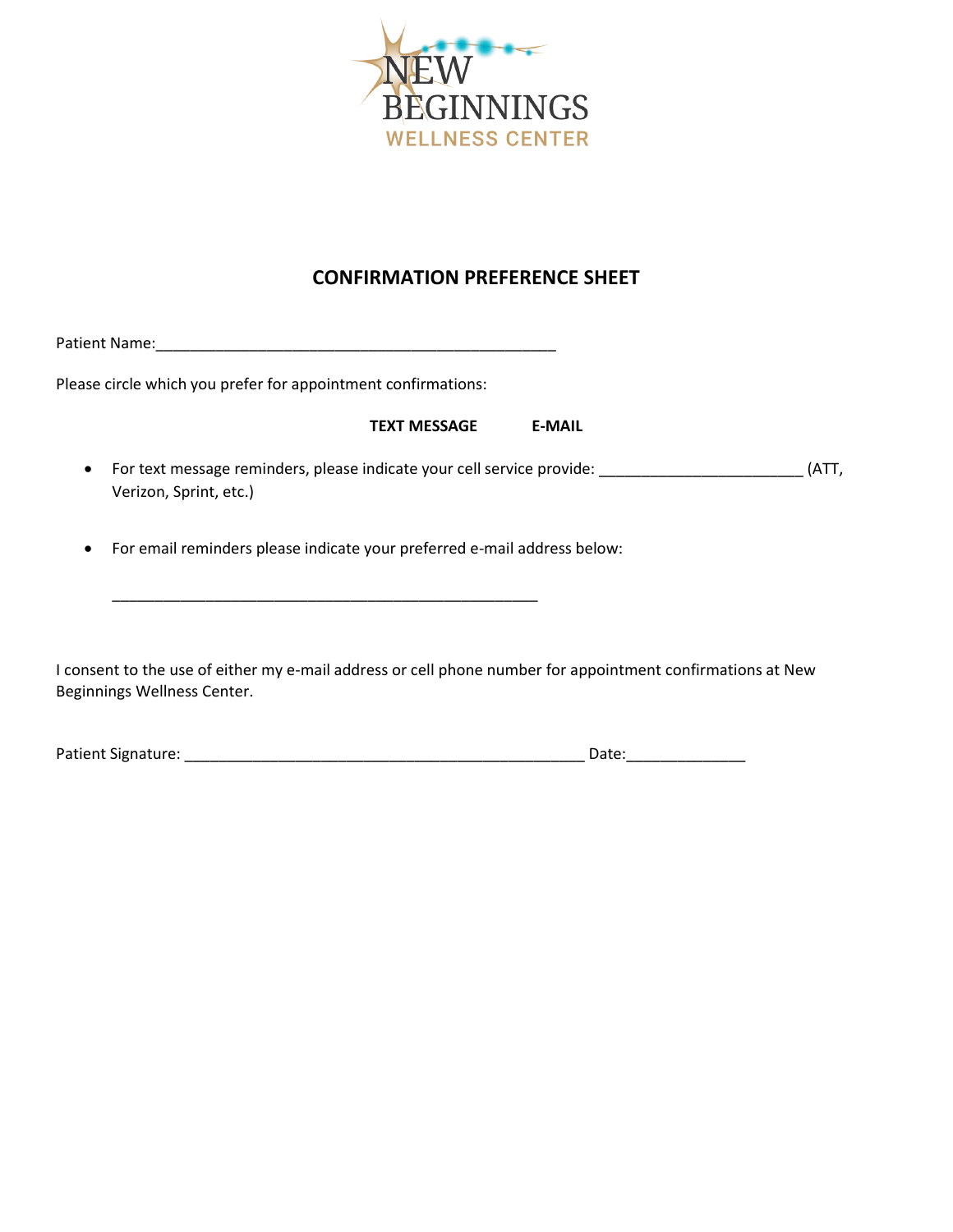NEW BEGINNINGS
WELLNESS CENTER

## CONFIRMATION PREFERENCE SHEET

Patient Name:_______________________________________________

Please circle which you prefer for appointment confirmations:

**TEXT MESSAGE** **E-MAIL**

- For text message reminders, please indicate your cell service provide: _______________________ (ATT, Verizon, Sprint, etc.)

- For email reminders please indicate your preferred e-mail address below:

  __________________________________________________

I consent to the use of either my e-mail address or cell phone number for appointment confirmations at New Beginnings Wellness Center.

Patient Signature: _______________________________________________ Date:_____________